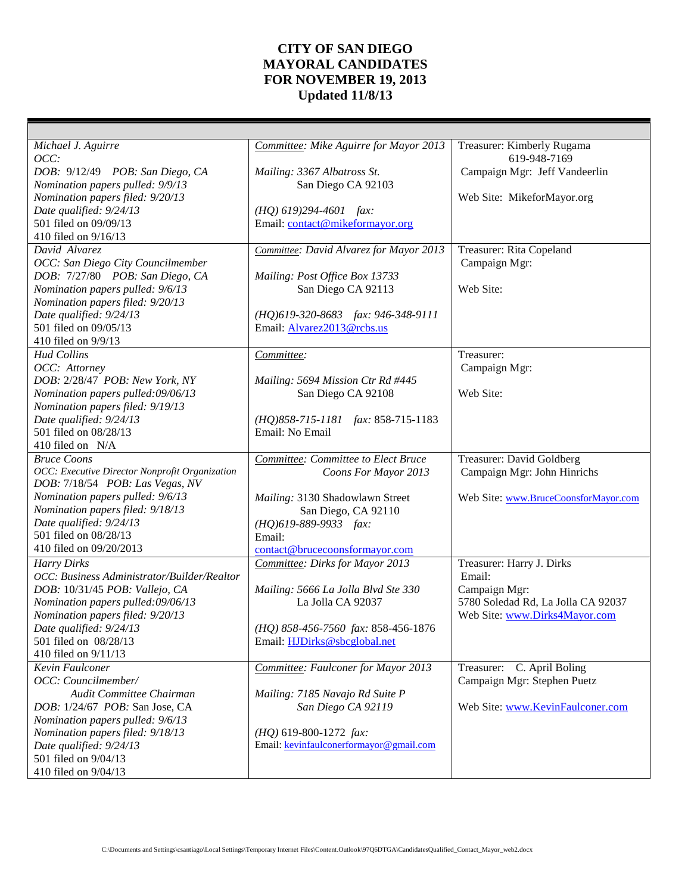# CITY OF SAN DIEGO
# MAYORAL CANDIDATES
# FOR NOVEMBER 19, 2013
# Updated 11/8/13

| | | |
|---|---|---|
| *Michael J. Aguirre*<br>*OCC:*<br>*DOB:* 9/12/49 *POB: San Diego, CA*<br>*Nomination papers pulled: 9/9/13*<br>*Nomination papers filed: 9/20/13*<br>*Date qualified: 9/24/13*<br>501 filed on 09/09/13<br>410 filed on 9/16/13 | *Committee: Mike Aguirre for Mayor 2013*<br><br>*Mailing: 3367 Albatross St.*<br>San Diego CA 92103<br><br>*(HQ) 619)294-4601 fax:*<br>Email: contact@mikeformayor.org | Treasurer: Kimberly Rugama<br>619-948-7169<br>Campaign Mgr: Jeff Vandeerlin<br><br>Web Site: MikeforMayor.org |
| *David Alvarez*<br>*OCC: San Diego City Councilmember*<br>*DOB: 7/27/80 POB: San Diego, CA*<br>*Nomination papers pulled: 9/6/13*<br>*Nomination papers filed: 9/20/13*<br>*Date qualified: 9/24/13*<br>501 filed on 09/05/13<br>410 filed on 9/9/13 | *Committee: David Alvarez for Mayor 2013*<br><br>*Mailing: Post Office Box 13733*<br>San Diego CA 92113<br><br>*(HQ)619-320-8683 fax: 946-348-9111*<br>Email: Alvarez2013@rcbs.us | Treasurer: Rita Copeland<br>Campaign Mgr:<br><br>Web Site: |
| *Hud Collins*<br>*OCC: Attorney*<br>*DOB:* 2/28/47 *POB: New York, NY*<br>*Nomination papers pulled:09/06/13*<br>*Nomination papers filed: 9/19/13*<br>*Date qualified: 9/24/13*<br>501 filed on 08/28/13<br>410 filed on N/A | *Committee:*<br><br>*Mailing: 5694 Mission Ctr Rd #445*<br>San Diego CA 92108<br><br>*(HQ)858-715-1181 fax:* 858-715-1183<br>Email: No Email | Treasurer:<br>Campaign Mgr:<br><br>Web Site: |
| *Bruce Coons*<br>*OCC: Executive Director Nonprofit Organization*<br>*DOB:* 7/18/54 *POB: Las Vegas, NV*<br>*Nomination papers pulled: 9/6/13*<br>*Nomination papers filed: 9/18/13*<br>*Date qualified: 9/24/13*<br>501 filed on 08/28/13<br>410 filed on 09/20/2013 | *Committee: Committee to Elect Bruce Coons For Mayor 2013*<br><br>*Mailing:* 3130 Shadowlawn Street<br>San Diego, CA 92110<br>*(HQ)619-889-9933 fax:*<br>Email:<br>contact@brucecoonsformayor.com | Treasurer: David Goldberg<br>Campaign Mgr: John Hinrichs<br><br>Web Site: www.BruceCoonsforMayor.com |
| *Harry Dirks*<br>*OCC: Business Administrator/Builder/Realtor*<br>*DOB:* 10/31/45 *POB: Vallejo, CA*<br>*Nomination papers pulled:09/06/13*<br>*Nomination papers filed: 9/20/13*<br>*Date qualified: 9/24/13*<br>501 filed on 08/28/13<br>410 filed on 9/11/13 | *Committee: Dirks for Mayor 2013*<br><br>*Mailing: 5666 La Jolla Blvd Ste 330*<br>La Jolla CA 92037<br><br>*(HQ)* 858-456-7560 *fax:* 858-456-1876<br>Email: HJDirks@sbcglobal.net | Treasurer: Harry J. Dirks<br>Email:<br>Campaign Mgr:<br>5780 Soledad Rd, La Jolla CA 92037<br>Web Site: www.Dirks4Mayor.com |
| *Kevin Faulconer*<br>*OCC: Councilmember/ Audit Committee Chairman*<br>*DOB:* 1/24/67 *POB:* San Jose, CA<br>*Nomination papers pulled: 9/6/13*<br>*Nomination papers filed: 9/18/13*<br>*Date qualified: 9/24/13*<br>501 filed on 9/04/13<br>410 filed on 9/04/13 | *Committee: Faulconer for Mayor 2013*<br><br>*Mailing: 7185 Navajo Rd Suite P*<br>*San Diego CA 92119*<br><br>*(HQ)* 619-800-1272 *fax:*<br>Email: kevinfaulconerformayor@gmail.com | Treasurer: C. April Boling<br>Campaign Mgr: Stephen Puetz<br><br>Web Site: www.KevinFaulconer.com |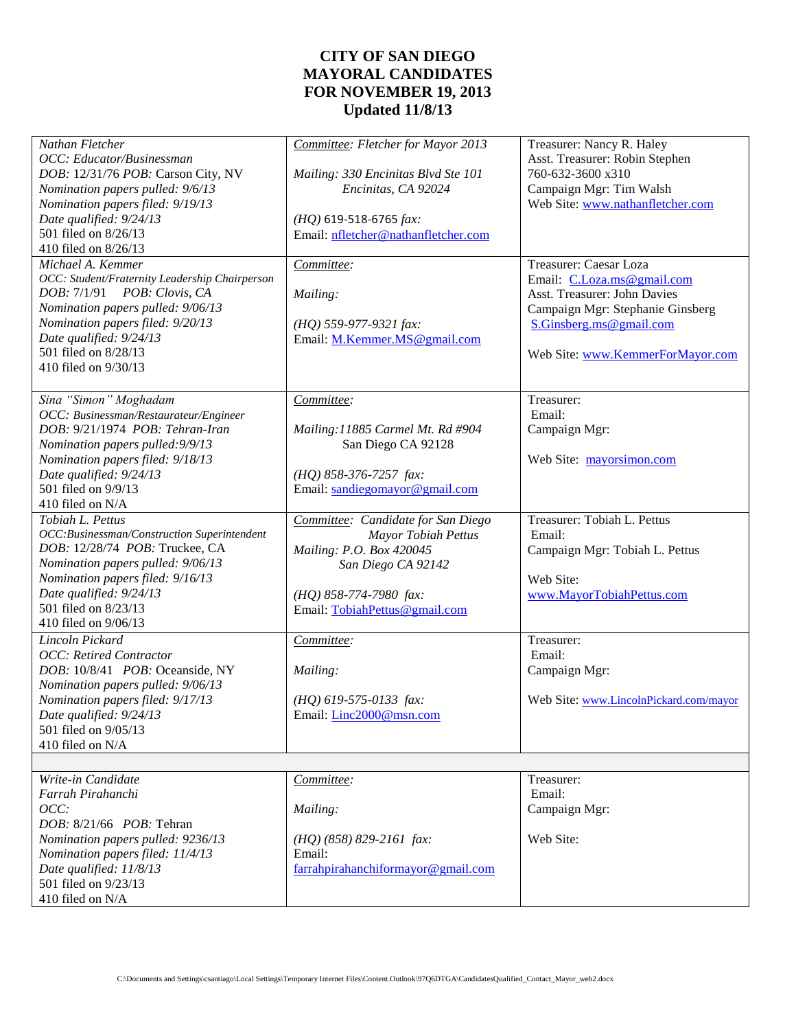# CITY OF SAN DIEGO
# MAYORAL CANDIDATES
# FOR NOVEMBER 19, 2013
# Updated 11/8/13

| | | |
|---|---|---|
| *Nathan Fletcher*<br>*OCC: Educator/Businessman*<br>*DOB:* 12/31/76 *POB:* Carson City, NV<br>*Nomination papers pulled: 9/6/13*<br>*Nomination papers filed: 9/19/13*<br>*Date qualified: 9/24/13*<br>501 filed on 8/26/13<br>410 filed on 8/26/13 | *Committee: Fletcher for Mayor 2013*<br><br>*Mailing: 330 Encinitas Blvd Ste 101*<br>*Encinitas, CA 92024*<br><br>*(HQ)* 619-518-6765 *fax:*<br>Email: nfletcher@nathanfletcher.com | Treasurer: Nancy R. Haley<br>Asst. Treasurer: Robin Stephen<br>760-632-3600 x310<br>Campaign Mgr: Tim Walsh<br>Web Site: www.nathanfletcher.com |
| *Michael A. Kemmer*<br>*OCC: Student/Fraternity Leadership Chairperson*<br>*DOB:* 7/1/91 *POB: Clovis, CA*<br>*Nomination papers pulled: 9/06/13*<br>*Nomination papers filed: 9/20/13*<br>*Date qualified: 9/24/13*<br>501 filed on 8/28/13<br>410 filed on 9/30/13 | *Committee:*<br><br>*Mailing:*<br><br>*(HQ) 559-977-9321 fax:*<br>Email: M.Kemmer.MS@gmail.com | Treasurer: Caesar Loza<br>Email: C.Loza.ms@gmail.com<br>Asst. Treasurer: John Davies<br>Campaign Mgr: Stephanie Ginsberg<br>S.Ginsberg.ms@gmail.com<br><br>Web Site: www.KemmerForMayor.com |
| *Sina "Simon" Moghadam*<br>*OCC: Businessman/Restaurateur/Engineer*<br>*DOB:* 9/21/1974 *POB: Tehran-Iran*<br>*Nomination papers pulled:9/9/13*<br>*Nomination papers filed: 9/18/13*<br>*Date qualified: 9/24/13*<br>501 filed on 9/9/13<br>410 filed on N/A | *Committee:*<br><br>*Mailing:11885 Carmel Mt. Rd #904*<br>San Diego CA 92128<br><br>*(HQ) 858-376-7257 fax:*<br>Email: sandiegomayor@gmail.com | Treasurer:<br>Email:<br>Campaign Mgr:<br><br>Web Site: mayorsimon.com |
| *Tobiah L. Pettus*<br>*OCC:Businessman/Construction Superintendent*<br>*DOB:* 12/28/74 *POB:* Truckee, CA<br>*Nomination papers pulled: 9/06/13*<br>*Nomination papers filed: 9/16/13*<br>*Date qualified: 9/24/13*<br>501 filed on 8/23/13<br>410 filed on 9/06/13 | *Committee: Candidate for San Diego Mayor Tobiah Pettus*<br>*Mailing: P.O. Box 420045*<br>*San Diego CA 92142*<br><br>*(HQ) 858-774-7980 fax:*<br>Email: TobiahPettus@gmail.com | Treasurer: Tobiah L. Pettus<br>Email:<br>Campaign Mgr: Tobiah L. Pettus<br><br>Web Site:<br>www.MayorTobiahPettus.com |
| *Lincoln Pickard*<br>*OCC: Retired Contractor*<br>*DOB:* 10/8/41 *POB:* Oceanside, NY<br>*Nomination papers pulled: 9/06/13*<br>*Nomination papers filed: 9/17/13*<br>*Date qualified: 9/24/13*<br>501 filed on 9/05/13<br>410 filed on N/A | *Committee:*<br><br>*Mailing:*<br><br>*(HQ) 619-575-0133 fax:*<br>Email: Linc2000@msn.com | Treasurer:<br>Email:<br>Campaign Mgr:<br><br>Web Site: www.LincolnPickard.com/mayor |
| | | |
| *Write-in Candidate*<br>*Farrah Pirahanchi*<br>*OCC:*<br>*DOB:* 8/21/66 *POB:* Tehran<br>*Nomination papers pulled: 9236/13*<br>*Nomination papers filed: 11/4/13*<br>*Date qualified: 11/8/13*<br>501 filed on 9/23/13<br>410 filed on N/A | *Committee:*<br><br>*Mailing:*<br><br>*(HQ) (858) 829-2161 fax:*<br>Email:<br>farrahpirahanchiformayor@gmail.com | Treasurer:<br>Email:<br>Campaign Mgr:<br><br>Web Site: |

C:\Documents and Settings\csantiago\Local Settings\Temporary Internet Files\Content.Outlook\97Q6DTGA\CandidatesQualified_Contact_Mayor_web2.docx